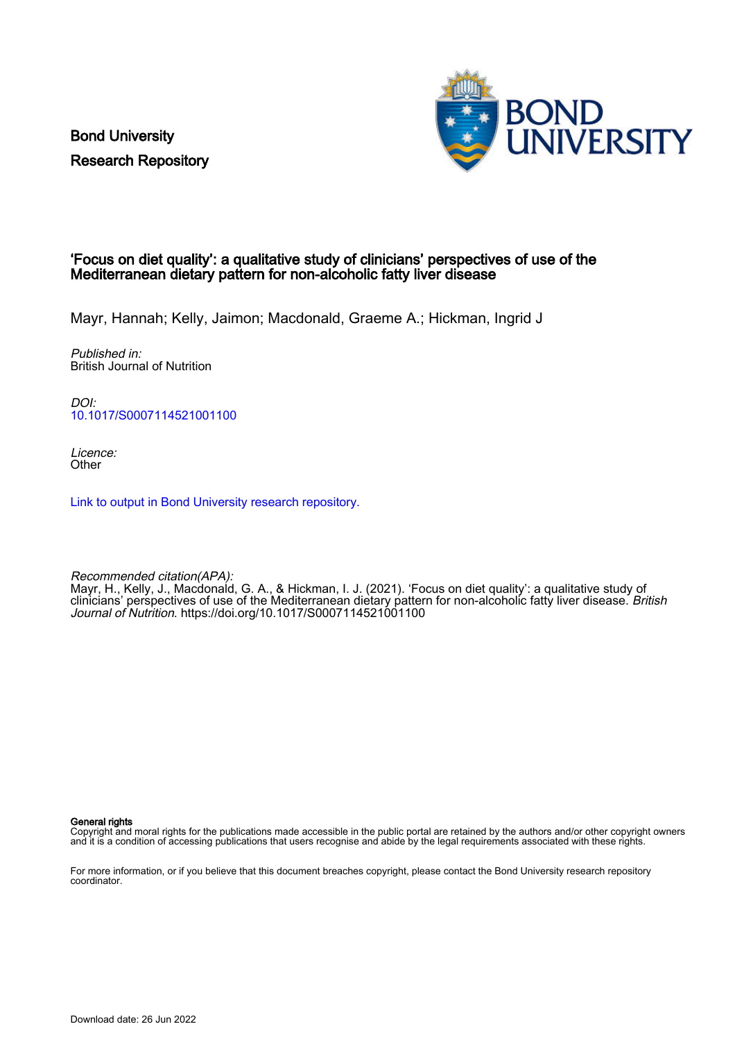Bond University
Research Repository

# 'Focus on diet quality': a qualitative study of clinicians' perspectives of use of the Mediterranean dietary pattern for non-alcoholic fatty liver disease

Mayr, Hannah; Kelly, Jaimon; Macdonald, Graeme A.; Hickman, Ingrid J

*Published in:*
British Journal of Nutrition

*DOI:*
10.1017/S0007114521001100

*Licence:*
Other

Link to output in Bond University research repository.

*Recommended citation(APA):*
Mayr, H., Kelly, J., Macdonald, G. A., & Hickman, I. J. (2021). 'Focus on diet quality': a qualitative study of clinicians' perspectives of use of the Mediterranean dietary pattern for non-alcoholic fatty liver disease. *British Journal of Nutrition*. https://doi.org/10.1017/S0007114521001100

**General rights**
Copyright and moral rights for the publications made accessible in the public portal are retained by the authors and/or other copyright owners and it is a condition of accessing publications that users recognise and abide by the legal requirements associated with these rights.

For more information, or if you believe that this document breaches copyright, please contact the Bond University research repository coordinator.

Download date: 26 Jun 2022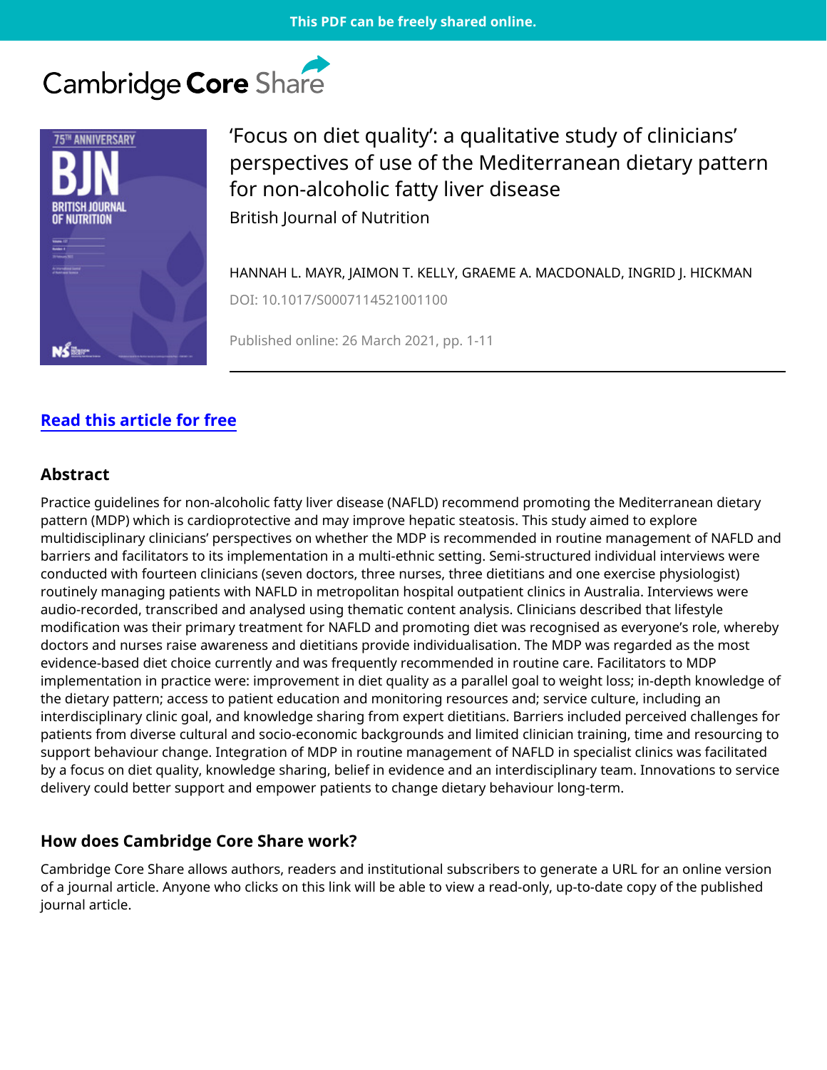This PDF can be freely shared online.

Cambridge Core Share

# 'Focus on diet quality': a qualitative study of clinicians' perspectives of use of the Mediterranean dietary pattern for non-alcoholic fatty liver disease

British Journal of Nutrition

HANNAH L. MAYR, JAIMON T. KELLY, GRAEME A. MACDONALD, INGRID J. HICKMAN

DOI: 10.1017/S0007114521001100

Published online: 26 March 2021, pp. 1-11

**Read this article for free**

## Abstract

Practice guidelines for non-alcoholic fatty liver disease (NAFLD) recommend promoting the Mediterranean dietary pattern (MDP) which is cardioprotective and may improve hepatic steatosis. This study aimed to explore multidisciplinary clinicians' perspectives on whether the MDP is recommended in routine management of NAFLD and barriers and facilitators to its implementation in a multi-ethnic setting. Semi-structured individual interviews were conducted with fourteen clinicians (seven doctors, three nurses, three dietitians and one exercise physiologist) routinely managing patients with NAFLD in metropolitan hospital outpatient clinics in Australia. Interviews were audio-recorded, transcribed and analysed using thematic content analysis. Clinicians described that lifestyle modification was their primary treatment for NAFLD and promoting diet was recognised as everyone's role, whereby doctors and nurses raise awareness and dietitians provide individualisation. The MDP was regarded as the most evidence-based diet choice currently and was frequently recommended in routine care. Facilitators to MDP implementation in practice were: improvement in diet quality as a parallel goal to weight loss; in-depth knowledge of the dietary pattern; access to patient education and monitoring resources and; service culture, including an interdisciplinary clinic goal, and knowledge sharing from expert dietitians. Barriers included perceived challenges for patients from diverse cultural and socio-economic backgrounds and limited clinician training, time and resourcing to support behaviour change. Integration of MDP in routine management of NAFLD in specialist clinics was facilitated by a focus on diet quality, knowledge sharing, belief in evidence and an interdisciplinary team. Innovations to service delivery could better support and empower patients to change dietary behaviour long-term.

## How does Cambridge Core Share work?

Cambridge Core Share allows authors, readers and institutional subscribers to generate a URL for an online version of a journal article. Anyone who clicks on this link will be able to view a read-only, up-to-date copy of the published journal article.